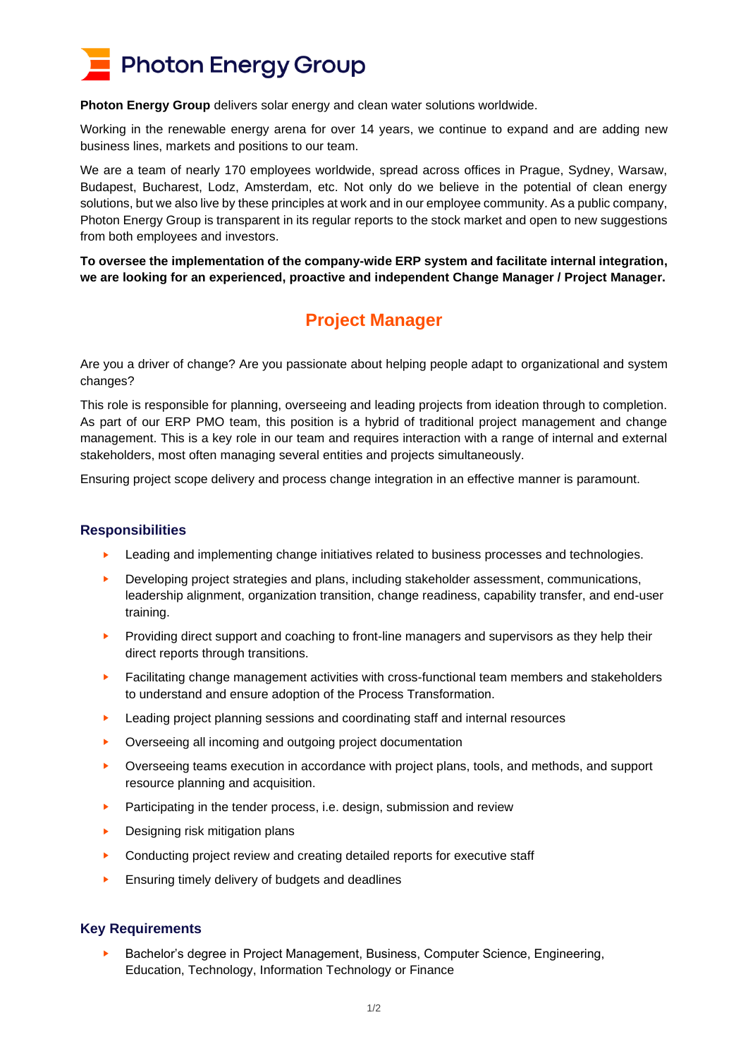# Photon Energy Group

**Photon Energy Group** delivers solar energy and clean water solutions worldwide.

Working in the renewable energy arena for over 14 years, we continue to expand and are adding new business lines, markets and positions to our team.

We are a team of nearly 170 employees worldwide, spread across offices in Prague, Sydney, Warsaw, Budapest, Bucharest, Lodz, Amsterdam, etc. Not only do we believe in the potential of clean energy solutions, but we also live by these principles at work and in our employee community. As a public company, Photon Energy Group is transparent in its regular reports to the stock market and open to new suggestions from both employees and investors.

**To oversee the implementation of the company-wide ERP system and facilitate internal integration, we are looking for an experienced, proactive and independent Change Manager / Project Manager.**

## Project Manager

Are you a driver of change? Are you passionate about helping people adapt to organizational and system changes?

This role is responsible for planning, overseeing and leading projects from ideation through to completion. As part of our ERP PMO team, this position is a hybrid of traditional project management and change management. This is a key role in our team and requires interaction with a range of internal and external stakeholders, most often managing several entities and projects simultaneously.

Ensuring project scope delivery and process change integration in an effective manner is paramount.

### Responsibilities

- Leading and implementing change initiatives related to business processes and technologies.
- Developing project strategies and plans, including stakeholder assessment, communications, leadership alignment, organization transition, change readiness, capability transfer, and end-user training.
- Providing direct support and coaching to front-line managers and supervisors as they help their direct reports through transitions.
- Facilitating change management activities with cross-functional team members and stakeholders to understand and ensure adoption of the Process Transformation.
- Leading project planning sessions and coordinating staff and internal resources
- Overseeing all incoming and outgoing project documentation
- Overseeing teams execution in accordance with project plans, tools, and methods, and support resource planning and acquisition.
- Participating in the tender process, i.e. design, submission and review
- Designing risk mitigation plans
- Conducting project review and creating detailed reports for executive staff
- Ensuring timely delivery of budgets and deadlines

### Key Requirements

- Bachelor's degree in Project Management, Business, Computer Science, Engineering, Education, Technology, Information Technology or Finance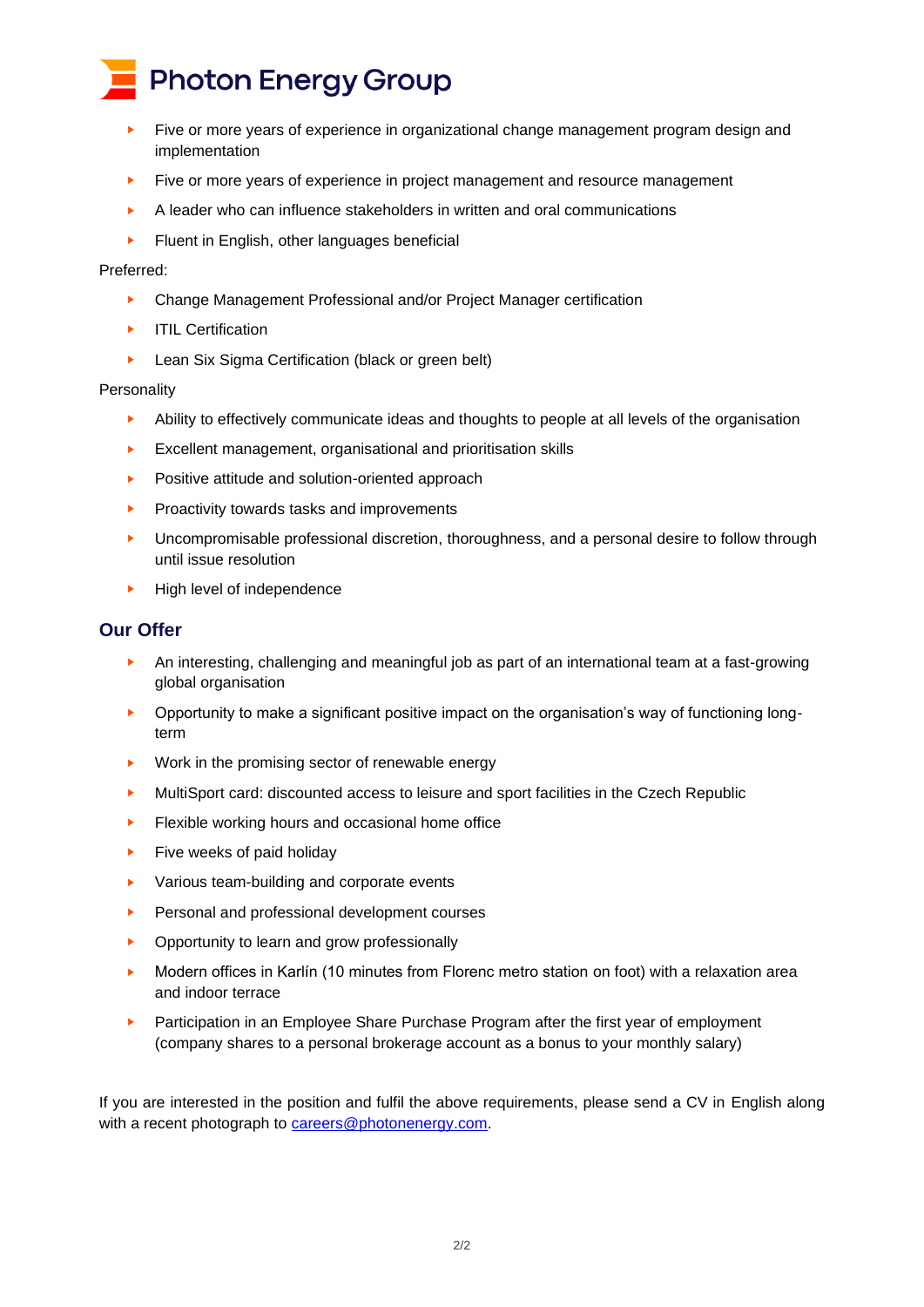- Five or more years of experience in organizational change management program design and implementation
- Five or more years of experience in project management and resource management
- A leader who can influence stakeholders in written and oral communications
- Fluent in English, other languages beneficial

Preferred:

- Change Management Professional and/or Project Manager certification
- ITIL Certification
- Lean Six Sigma Certification (black or green belt)

Personality

- Ability to effectively communicate ideas and thoughts to people at all levels of the organisation
- Excellent management, organisational and prioritisation skills
- Positive attitude and solution-oriented approach
- Proactivity towards tasks and improvements
- Uncompromisable professional discretion, thoroughness, and a personal desire to follow through until issue resolution
- High level of independence

## Our Offer

- An interesting, challenging and meaningful job as part of an international team at a fast-growing global organisation
- Opportunity to make a significant positive impact on the organisation's way of functioning long-term
- Work in the promising sector of renewable energy
- MultiSport card: discounted access to leisure and sport facilities in the Czech Republic
- Flexible working hours and occasional home office
- Five weeks of paid holiday
- Various team-building and corporate events
- Personal and professional development courses
- Opportunity to learn and grow professionally
- Modern offices in Karlín (10 minutes from Florenc metro station on foot) with a relaxation area and indoor terrace
- Participation in an Employee Share Purchase Program after the first year of employment (company shares to a personal brokerage account as a bonus to your monthly salary)

If you are interested in the position and fulfil the above requirements, please send a CV in English along with a recent photograph to careers@photonenergy.com.